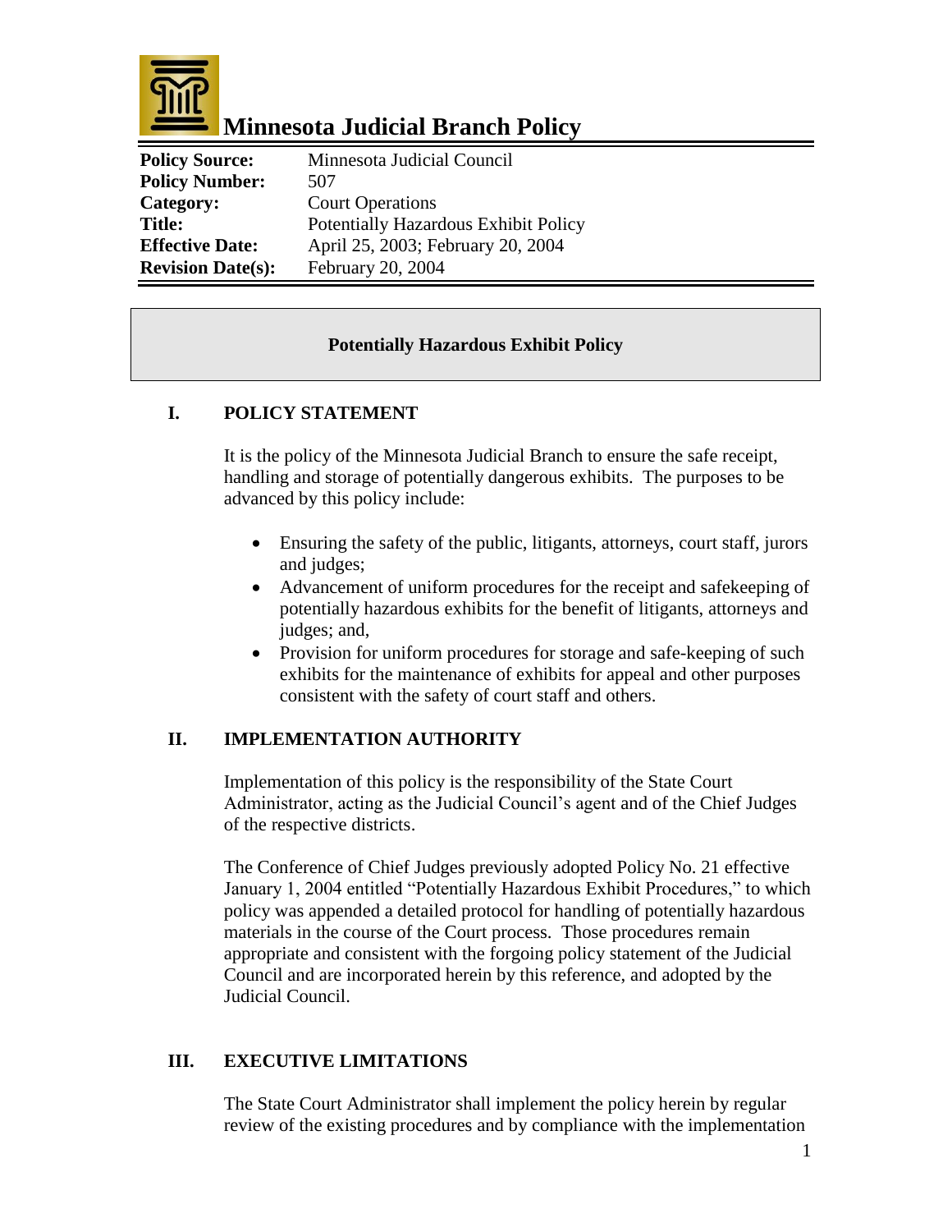# Minnesota Judicial Branch Policy

| | |
|---|---|
| **Policy Source:** | Minnesota Judicial Council |
| **Policy Number:** | 507 |
| **Category:** | Court Operations |
| **Title:** | Potentially Hazardous Exhibit Policy |
| **Effective Date:** | April 25, 2003; February 20, 2004 |
| **Revision Date(s):** | February 20, 2004 |

## Potentially Hazardous Exhibit Policy

### I. POLICY STATEMENT

It is the policy of the Minnesota Judicial Branch to ensure the safe receipt, handling and storage of potentially dangerous exhibits. The purposes to be advanced by this policy include:

- Ensuring the safety of the public, litigants, attorneys, court staff, jurors and judges;
- Advancement of uniform procedures for the receipt and safekeeping of potentially hazardous exhibits for the benefit of litigants, attorneys and judges; and,
- Provision for uniform procedures for storage and safe-keeping of such exhibits for the maintenance of exhibits for appeal and other purposes consistent with the safety of court staff and others.

### II. IMPLEMENTATION AUTHORITY

Implementation of this policy is the responsibility of the State Court Administrator, acting as the Judicial Council's agent and of the Chief Judges of the respective districts.

The Conference of Chief Judges previously adopted Policy No. 21 effective January 1, 2004 entitled "Potentially Hazardous Exhibit Procedures," to which policy was appended a detailed protocol for handling of potentially hazardous materials in the course of the Court process. Those procedures remain appropriate and consistent with the forgoing policy statement of the Judicial Council and are incorporated herein by this reference, and adopted by the Judicial Council.

### III. EXECUTIVE LIMITATIONS

The State Court Administrator shall implement the policy herein by regular review of the existing procedures and by compliance with the implementation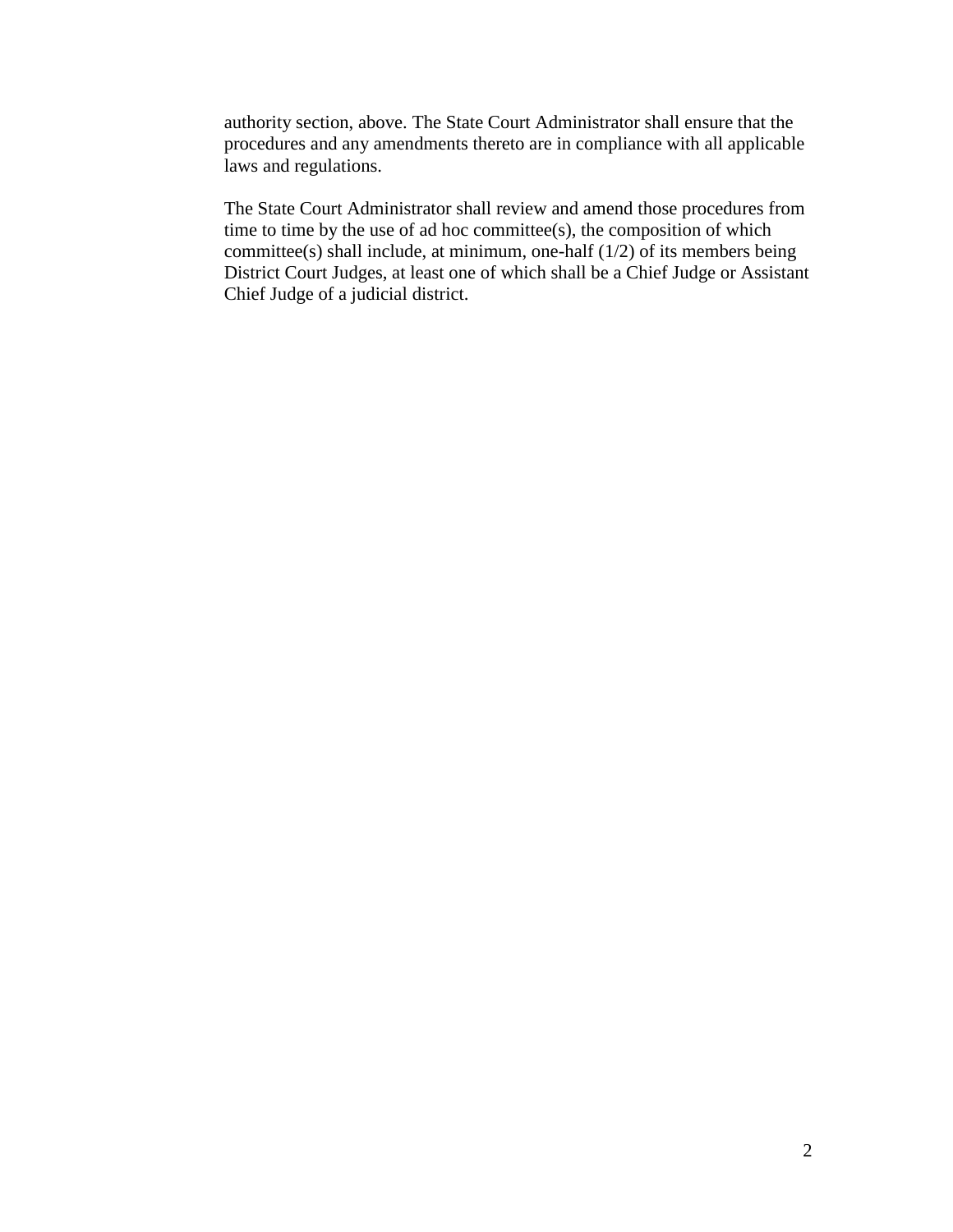authority section, above. The State Court Administrator shall ensure that the procedures and any amendments thereto are in compliance with all applicable laws and regulations.

The State Court Administrator shall review and amend those procedures from time to time by the use of ad hoc committee(s), the composition of which committee(s) shall include, at minimum, one-half (1/2) of its members being District Court Judges, at least one of which shall be a Chief Judge or Assistant Chief Judge of a judicial district.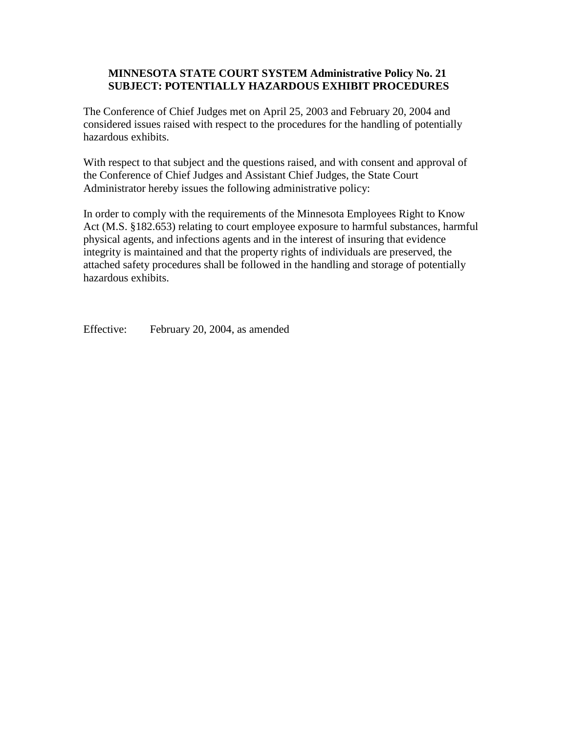**MINNESOTA STATE COURT SYSTEM Administrative Policy No. 21**
**SUBJECT: POTENTIALLY HAZARDOUS EXHIBIT PROCEDURES**

The Conference of Chief Judges met on April 25, 2003 and February 20, 2004 and considered issues raised with respect to the procedures for the handling of potentially hazardous exhibits.

With respect to that subject and the questions raised, and with consent and approval of the Conference of Chief Judges and Assistant Chief Judges, the State Court Administrator hereby issues the following administrative policy:

In order to comply with the requirements of the Minnesota Employees Right to Know Act (M.S. §182.653) relating to court employee exposure to harmful substances, harmful physical agents, and infections agents and in the interest of insuring that evidence integrity is maintained and that the property rights of individuals are preserved, the attached safety procedures shall be followed in the handling and storage of potentially hazardous exhibits.

Effective: February 20, 2004, as amended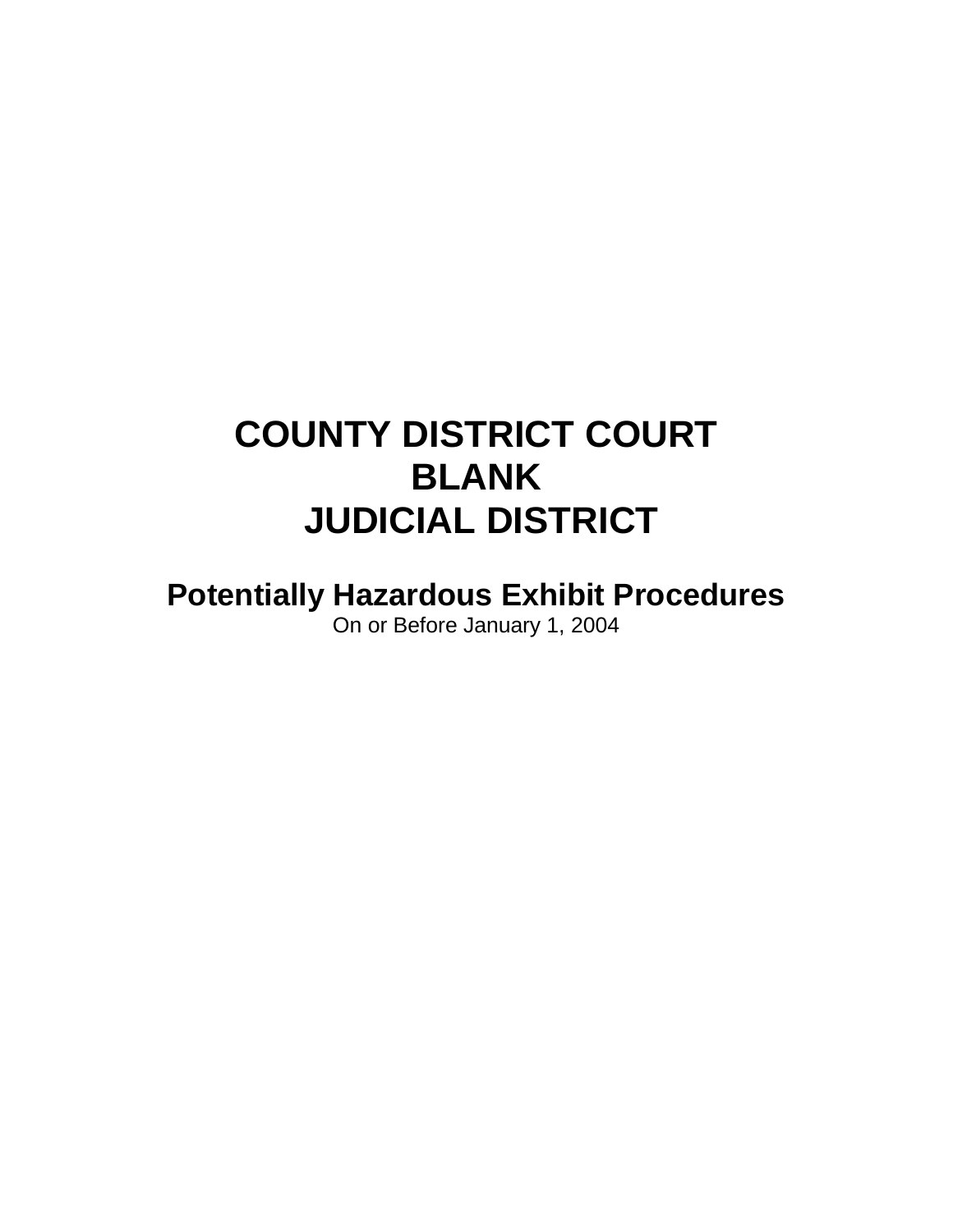# COUNTY DISTRICT COURT
# BLANK
# JUDICIAL DISTRICT

## Potentially Hazardous Exhibit Procedures

On or Before January 1, 2004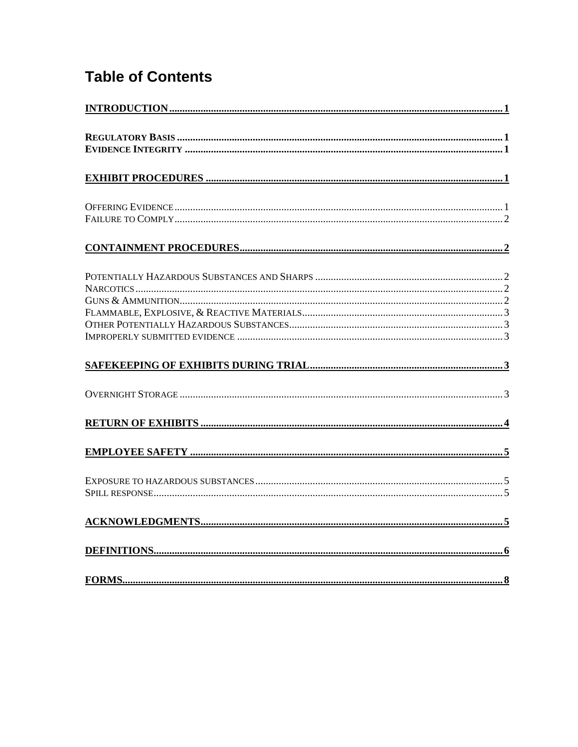# Table of Contents

**INTRODUCTION** ..... 1

**REGULATORY BASIS** ..... 1
**EVIDENCE INTEGRITY** ..... 1

**EXHIBIT PROCEDURES** ..... 1

OFFERING EVIDENCE ..... 1
FAILURE TO COMPLY ..... 2

**CONTAINMENT PROCEDURES** ..... 2

POTENTIALLY HAZARDOUS SUBSTANCES AND SHARPS ..... 2
NARCOTICS ..... 2
GUNS & AMMUNITION ..... 2
FLAMMABLE, EXPLOSIVE, & REACTIVE MATERIALS ..... 3
OTHER POTENTIALLY HAZARDOUS SUBSTANCES ..... 3
IMPROPERLY SUBMITTED EVIDENCE ..... 3

**SAFEKEEPING OF EXHIBITS DURING TRIAL** ..... 3

OVERNIGHT STORAGE ..... 3

**RETURN OF EXHIBITS** ..... 4

**EMPLOYEE SAFETY** ..... 5

EXPOSURE TO HAZARDOUS SUBSTANCES ..... 5
SPILL RESPONSE ..... 5

**ACKNOWLEDGMENTS** ..... 5

**DEFINITIONS** ..... 6

**FORMS** ..... 8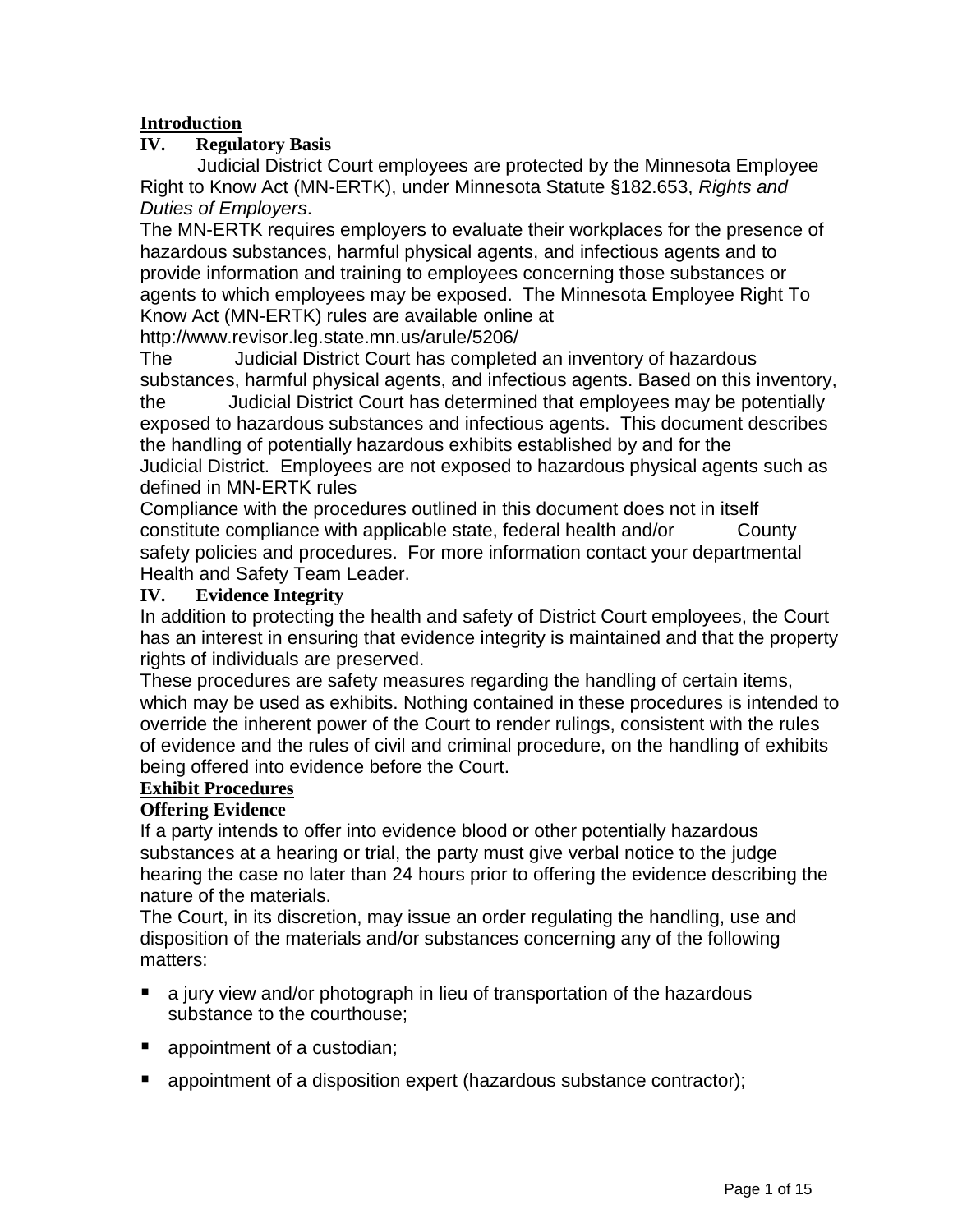## Introduction

### IV. Regulatory Basis

Judicial District Court employees are protected by the Minnesota Employee Right to Know Act (MN-ERTK), under Minnesota Statute §182.653, *Rights and Duties of Employers*.

The MN-ERTK requires employers to evaluate their workplaces for the presence of hazardous substances, harmful physical agents, and infectious agents and to provide information and training to employees concerning those substances or agents to which employees may be exposed. The Minnesota Employee Right To Know Act (MN-ERTK) rules are available online at http://www.revisor.leg.state.mn.us/arule/5206/

The Judicial District Court has completed an inventory of hazardous substances, harmful physical agents, and infectious agents. Based on this inventory, the Judicial District Court has determined that employees may be potentially exposed to hazardous substances and infectious agents. This document describes the handling of potentially hazardous exhibits established by and for the Judicial District. Employees are not exposed to hazardous physical agents such as defined in MN-ERTK rules

Compliance with the procedures outlined in this document does not in itself constitute compliance with applicable state, federal health and/or County safety policies and procedures. For more information contact your departmental Health and Safety Team Leader.

### IV. Evidence Integrity

In addition to protecting the health and safety of District Court employees, the Court has an interest in ensuring that evidence integrity is maintained and that the property rights of individuals are preserved.

These procedures are safety measures regarding the handling of certain items, which may be used as exhibits. Nothing contained in these procedures is intended to override the inherent power of the Court to render rulings, consistent with the rules of evidence and the rules of civil and criminal procedure, on the handling of exhibits being offered into evidence before the Court.

## Exhibit Procedures

### Offering Evidence

If a party intends to offer into evidence blood or other potentially hazardous substances at a hearing or trial, the party must give verbal notice to the judge hearing the case no later than 24 hours prior to offering the evidence describing the nature of the materials.

The Court, in its discretion, may issue an order regulating the handling, use and disposition of the materials and/or substances concerning any of the following matters:

- a jury view and/or photograph in lieu of transportation of the hazardous substance to the courthouse;
- appointment of a custodian;
- appointment of a disposition expert (hazardous substance contractor);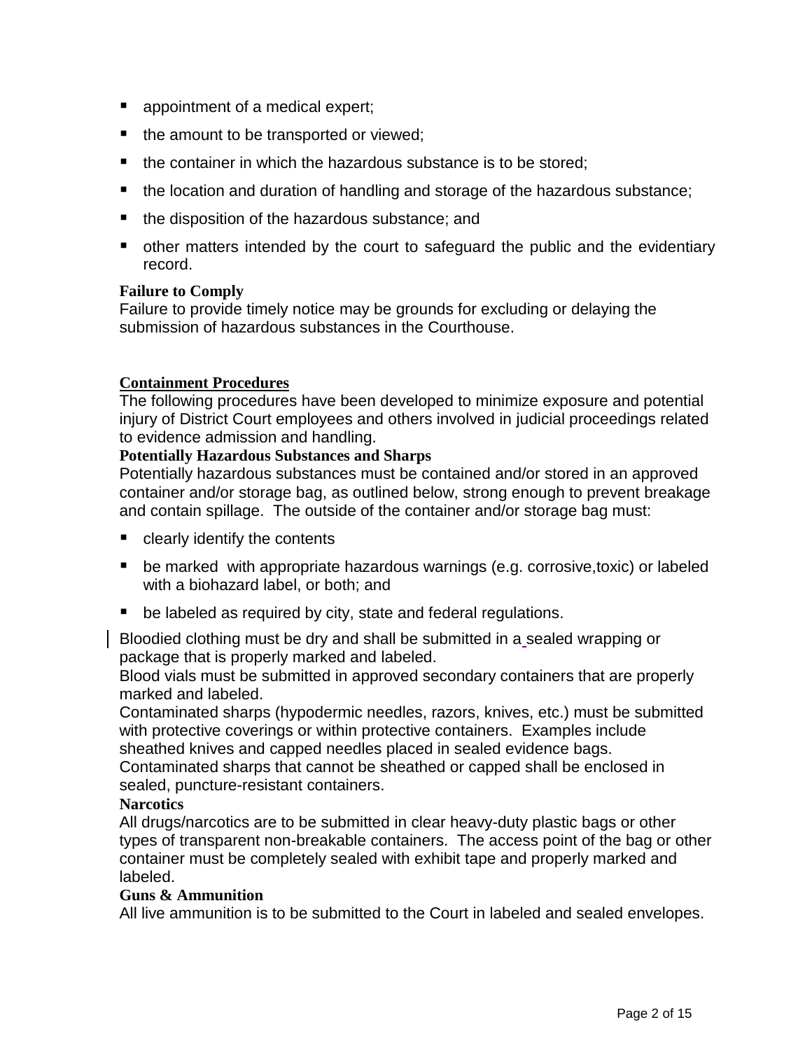- appointment of a medical expert;
- the amount to be transported or viewed;
- the container in which the hazardous substance is to be stored;
- the location and duration of handling and storage of the hazardous substance;
- the disposition of the hazardous substance; and
- other matters intended by the court to safeguard the public and the evidentiary record.

**Failure to Comply**

Failure to provide timely notice may be grounds for excluding or delaying the submission of hazardous substances in the Courthouse.

## Containment Procedures

The following procedures have been developed to minimize exposure and potential injury of District Court employees and others involved in judicial proceedings related to evidence admission and handling.

**Potentially Hazardous Substances and Sharps**

Potentially hazardous substances must be contained and/or stored in an approved container and/or storage bag, as outlined below, strong enough to prevent breakage and contain spillage. The outside of the container and/or storage bag must:

- clearly identify the contents
- be marked with appropriate hazardous warnings (e.g. corrosive,toxic) or labeled with a biohazard label, or both; and
- be labeled as required by city, state and federal regulations.

Bloodied clothing must be dry and shall be submitted in a sealed wrapping or package that is properly marked and labeled.

Blood vials must be submitted in approved secondary containers that are properly marked and labeled.

Contaminated sharps (hypodermic needles, razors, knives, etc.) must be submitted with protective coverings or within protective containers. Examples include sheathed knives and capped needles placed in sealed evidence bags.

Contaminated sharps that cannot be sheathed or capped shall be enclosed in sealed, puncture-resistant containers.

**Narcotics**

All drugs/narcotics are to be submitted in clear heavy-duty plastic bags or other types of transparent non-breakable containers. The access point of the bag or other container must be completely sealed with exhibit tape and properly marked and labeled.

**Guns & Ammunition**

All live ammunition is to be submitted to the Court in labeled and sealed envelopes.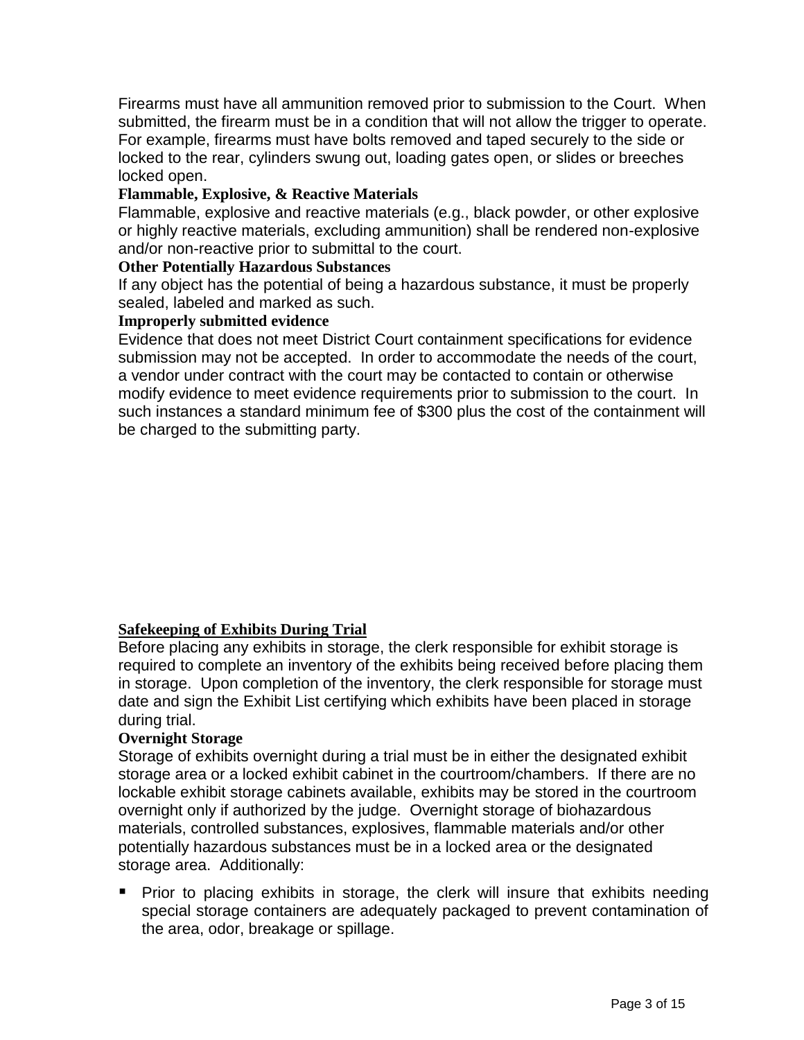Firearms must have all ammunition removed prior to submission to the Court. When submitted, the firearm must be in a condition that will not allow the trigger to operate. For example, firearms must have bolts removed and taped securely to the side or locked to the rear, cylinders swung out, loading gates open, or slides or breeches locked open.

**Flammable, Explosive, & Reactive Materials**

Flammable, explosive and reactive materials (e.g., black powder, or other explosive or highly reactive materials, excluding ammunition) shall be rendered non-explosive and/or non-reactive prior to submittal to the court.

**Other Potentially Hazardous Substances**

If any object has the potential of being a hazardous substance, it must be properly sealed, labeled and marked as such.

**Improperly submitted evidence**

Evidence that does not meet District Court containment specifications for evidence submission may not be accepted. In order to accommodate the needs of the court, a vendor under contract with the court may be contacted to contain or otherwise modify evidence to meet evidence requirements prior to submission to the court. In such instances a standard minimum fee of $300 plus the cost of the containment will be charged to the submitting party.

## Safekeeping of Exhibits During Trial

Before placing any exhibits in storage, the clerk responsible for exhibit storage is required to complete an inventory of the exhibits being received before placing them in storage. Upon completion of the inventory, the clerk responsible for storage must date and sign the Exhibit List certifying which exhibits have been placed in storage during trial.

**Overnight Storage**

Storage of exhibits overnight during a trial must be in either the designated exhibit storage area or a locked exhibit cabinet in the courtroom/chambers. If there are no lockable exhibit storage cabinets available, exhibits may be stored in the courtroom overnight only if authorized by the judge. Overnight storage of biohazardous materials, controlled substances, explosives, flammable materials and/or other potentially hazardous substances must be in a locked area or the designated storage area. Additionally:

- Prior to placing exhibits in storage, the clerk will insure that exhibits needing special storage containers are adequately packaged to prevent contamination of the area, odor, breakage or spillage.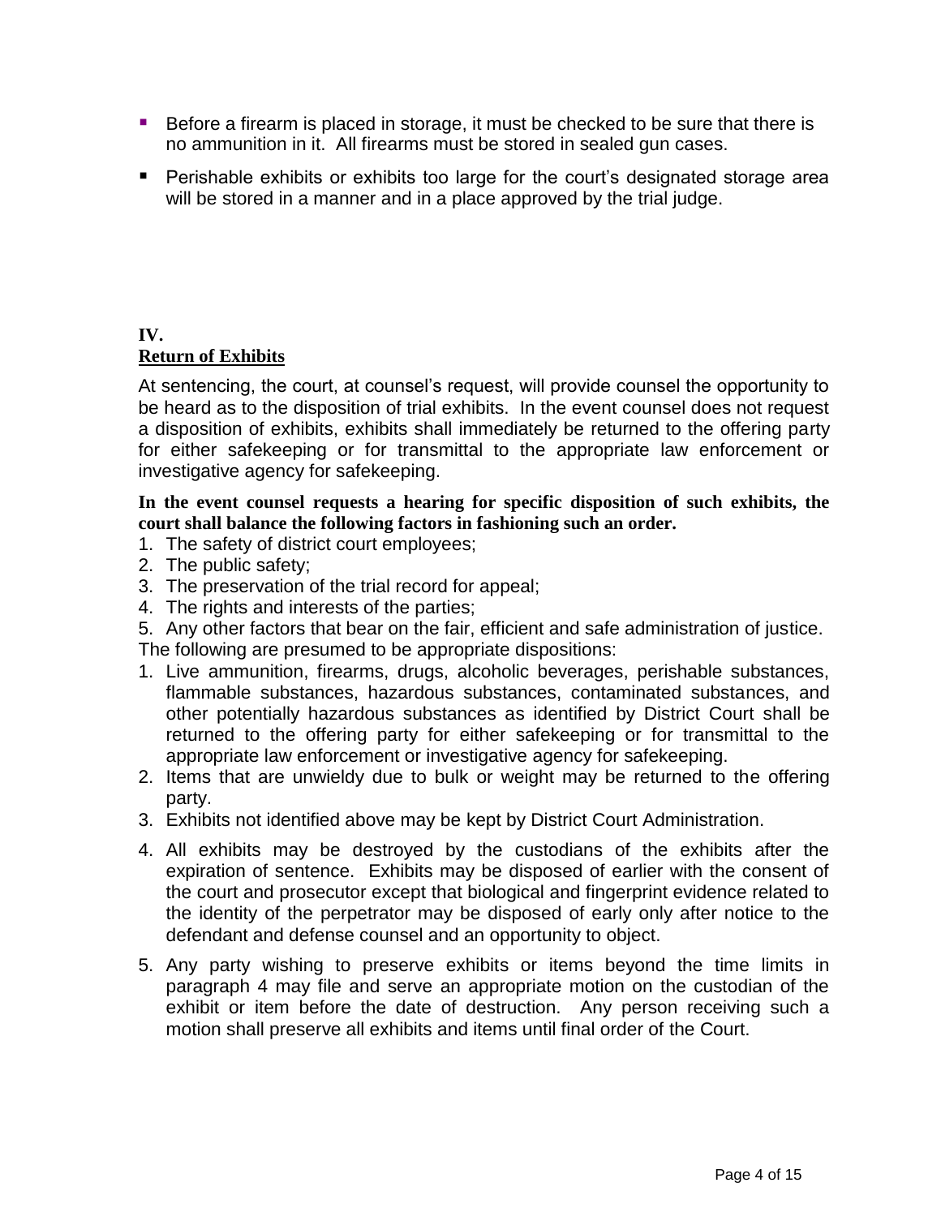- Before a firearm is placed in storage, it must be checked to be sure that there is no ammunition in it. All firearms must be stored in sealed gun cases.
- Perishable exhibits or exhibits too large for the court's designated storage area will be stored in a manner and in a place approved by the trial judge.

## IV.
## Return of Exhibits

At sentencing, the court, at counsel's request, will provide counsel the opportunity to be heard as to the disposition of trial exhibits. In the event counsel does not request a disposition of exhibits, exhibits shall immediately be returned to the offering party for either safekeeping or for transmittal to the appropriate law enforcement or investigative agency for safekeeping.

**In the event counsel requests a hearing for specific disposition of such exhibits, the court shall balance the following factors in fashioning such an order.**

1. The safety of district court employees;
2. The public safety;
3. The preservation of the trial record for appeal;
4. The rights and interests of the parties;
5. Any other factors that bear on the fair, efficient and safe administration of justice.

The following are presumed to be appropriate dispositions:

1. Live ammunition, firearms, drugs, alcoholic beverages, perishable substances, flammable substances, hazardous substances, contaminated substances, and other potentially hazardous substances as identified by District Court shall be returned to the offering party for either safekeeping or for transmittal to the appropriate law enforcement or investigative agency for safekeeping.
2. Items that are unwieldy due to bulk or weight may be returned to the offering party.
3. Exhibits not identified above may be kept by District Court Administration.
4. All exhibits may be destroyed by the custodians of the exhibits after the expiration of sentence. Exhibits may be disposed of earlier with the consent of the court and prosecutor except that biological and fingerprint evidence related to the identity of the perpetrator may be disposed of early only after notice to the defendant and defense counsel and an opportunity to object.
5. Any party wishing to preserve exhibits or items beyond the time limits in paragraph 4 may file and serve an appropriate motion on the custodian of the exhibit or item before the date of destruction. Any person receiving such a motion shall preserve all exhibits and items until final order of the Court.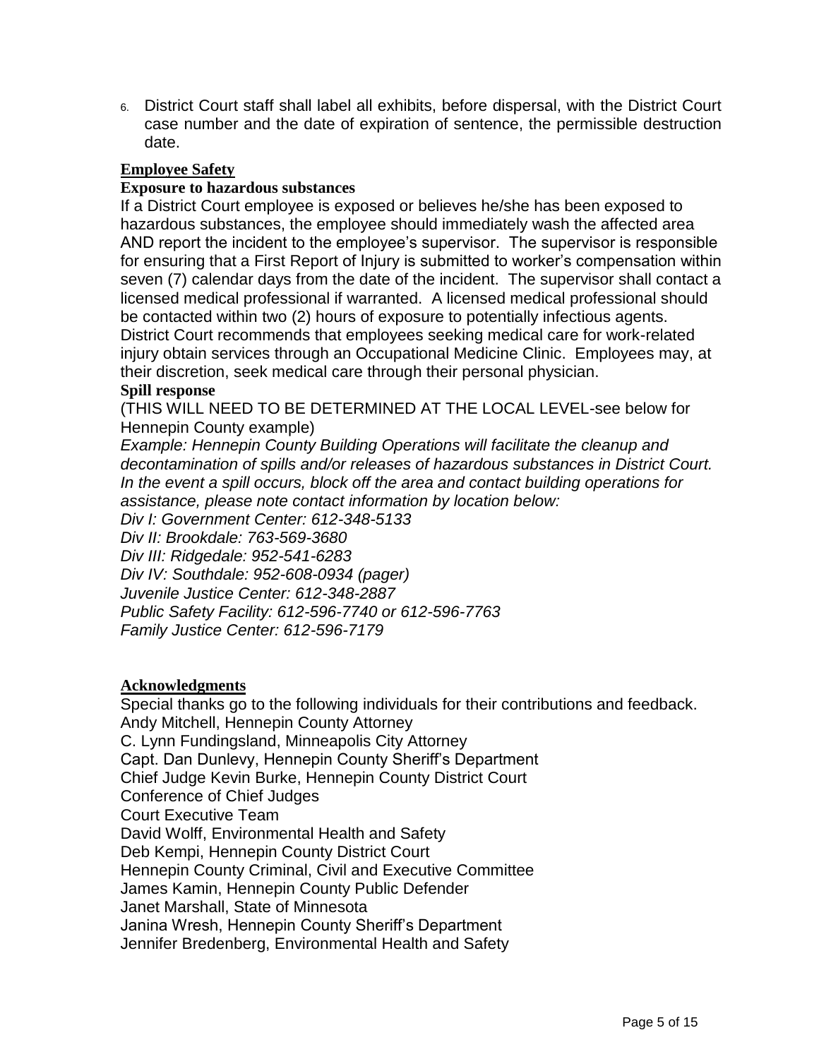6. District Court staff shall label all exhibits, before dispersal, with the District Court case number and the date of expiration of sentence, the permissible destruction date.

## Employee Safety

**Exposure to hazardous substances**

If a District Court employee is exposed or believes he/she has been exposed to hazardous substances, the employee should immediately wash the affected area AND report the incident to the employee's supervisor. The supervisor is responsible for ensuring that a First Report of Injury is submitted to worker's compensation within seven (7) calendar days from the date of the incident. The supervisor shall contact a licensed medical professional if warranted. A licensed medical professional should be contacted within two (2) hours of exposure to potentially infectious agents. District Court recommends that employees seeking medical care for work-related injury obtain services through an Occupational Medicine Clinic. Employees may, at their discretion, seek medical care through their personal physician.

**Spill response**

(THIS WILL NEED TO BE DETERMINED AT THE LOCAL LEVEL-see below for Hennepin County example)

*Example: Hennepin County Building Operations will facilitate the cleanup and decontamination of spills and/or releases of hazardous substances in District Court. In the event a spill occurs, block off the area and contact building operations for assistance, please note contact information by location below:*

*Div I: Government Center: 612-348-5133*
*Div II: Brookdale: 763-569-3680*
*Div III: Ridgedale: 952-541-6283*
*Div IV: Southdale: 952-608-0934 (pager)*
*Juvenile Justice Center: 612-348-2887*
*Public Safety Facility: 612-596-7740 or 612-596-7763*
*Family Justice Center: 612-596-7179*

## Acknowledgments

Special thanks go to the following individuals for their contributions and feedback.

Andy Mitchell, Hennepin County Attorney
C. Lynn Fundingsland, Minneapolis City Attorney
Capt. Dan Dunlevy, Hennepin County Sheriff's Department
Chief Judge Kevin Burke, Hennepin County District Court
Conference of Chief Judges
Court Executive Team
David Wolff, Environmental Health and Safety
Deb Kempi, Hennepin County District Court
Hennepin County Criminal, Civil and Executive Committee
James Kamin, Hennepin County Public Defender
Janet Marshall, State of Minnesota
Janina Wresh, Hennepin County Sheriff's Department
Jennifer Bredenberg, Environmental Health and Safety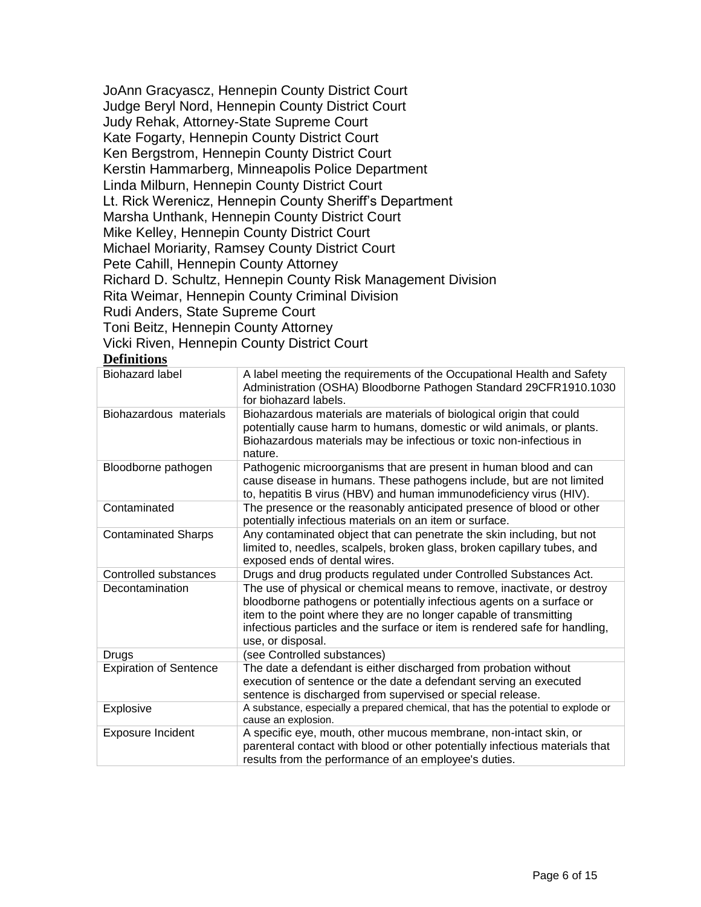JoAnn Gracyascz, Hennepin County District Court
Judge Beryl Nord, Hennepin County District Court
Judy Rehak, Attorney-State Supreme Court
Kate Fogarty, Hennepin County District Court
Ken Bergstrom, Hennepin County District Court
Kerstin Hammarberg, Minneapolis Police Department
Linda Milburn, Hennepin County District Court
Lt. Rick Werenicz, Hennepin County Sheriff's Department
Marsha Unthank, Hennepin County District Court
Mike Kelley, Hennepin County District Court
Michael Moriarity, Ramsey County District Court
Pete Cahill, Hennepin County Attorney
Richard D. Schultz, Hennepin County Risk Management Division
Rita Weimar, Hennepin County Criminal Division
Rudi Anders, State Supreme Court
Toni Beitz, Hennepin County Attorney
Vicki Riven, Hennepin County District Court

**Definitions**

| | |
|---|---|
| Biohazard label | A label meeting the requirements of the Occupational Health and Safety Administration (OSHA) Bloodborne Pathogen Standard 29CFR1910.1030 for biohazard labels. |
| Biohazardous materials | Biohazardous materials are materials of biological origin that could potentially cause harm to humans, domestic or wild animals, or plants. Biohazardous materials may be infectious or toxic non-infectious in nature. |
| Bloodborne pathogen | Pathogenic microorganisms that are present in human blood and can cause disease in humans. These pathogens include, but are not limited to, hepatitis B virus (HBV) and human immunodeficiency virus (HIV). |
| Contaminated | The presence or the reasonably anticipated presence of blood or other potentially infectious materials on an item or surface. |
| Contaminated Sharps | Any contaminated object that can penetrate the skin including, but not limited to, needles, scalpels, broken glass, broken capillary tubes, and exposed ends of dental wires. |
| Controlled substances | Drugs and drug products regulated under Controlled Substances Act. |
| Decontamination | The use of physical or chemical means to remove, inactivate, or destroy bloodborne pathogens or potentially infectious agents on a surface or item to the point where they are no longer capable of transmitting infectious particles and the surface or item is rendered safe for handling, use, or disposal. |
| Drugs | (see Controlled substances) |
| Expiration of Sentence | The date a defendant is either discharged from probation without execution of sentence or the date a defendant serving an executed sentence is discharged from supervised or special release. |
| Explosive | A substance, especially a prepared chemical, that has the potential to explode or cause an explosion. |
| Exposure Incident | A specific eye, mouth, other mucous membrane, non-intact skin, or parenteral contact with blood or other potentially infectious materials that results from the performance of an employee's duties. |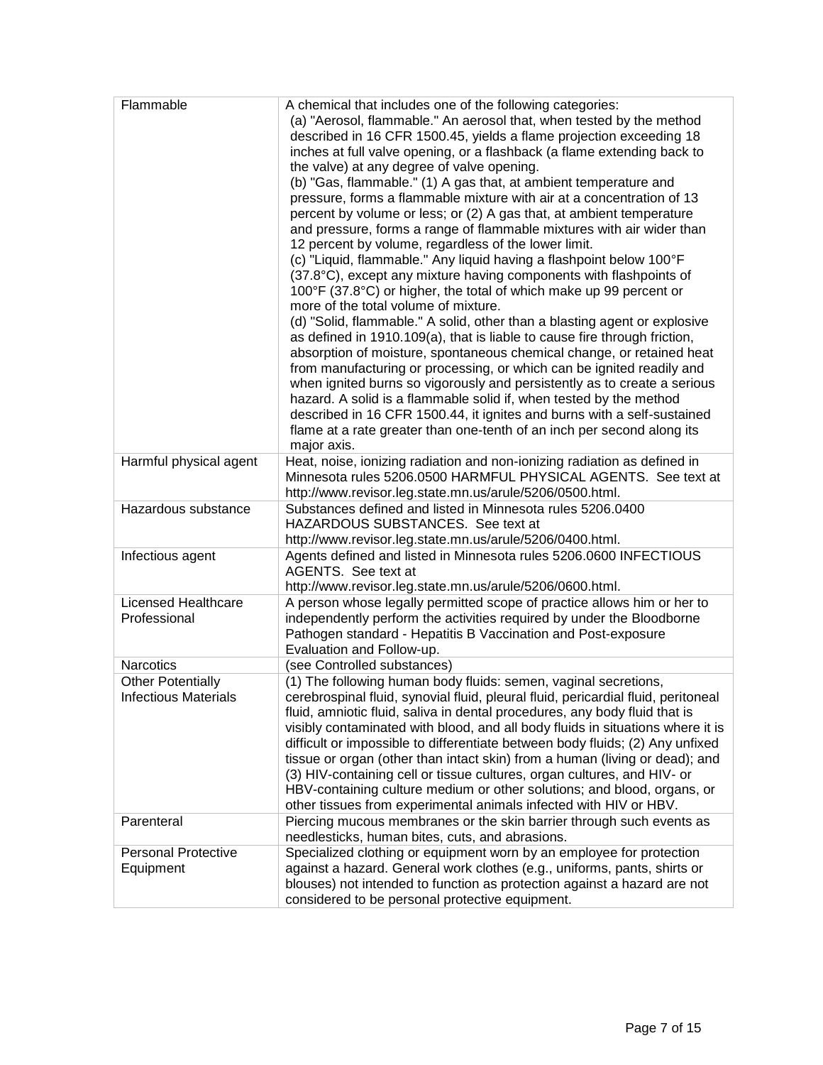| | |
|---|---|
| Flammable | A chemical that includes one of the following categories:<br>(a) "Aerosol, flammable." An aerosol that, when tested by the method described in 16 CFR 1500.45, yields a flame projection exceeding 18 inches at full valve opening, or a flashback (a flame extending back to the valve) at any degree of valve opening.<br>(b) "Gas, flammable." (1) A gas that, at ambient temperature and pressure, forms a flammable mixture with air at a concentration of 13 percent by volume or less; or (2) A gas that, at ambient temperature and pressure, forms a range of flammable mixtures with air wider than 12 percent by volume, regardless of the lower limit.<br>(c) "Liquid, flammable." Any liquid having a flashpoint below 100°F (37.8°C), except any mixture having components with flashpoints of 100°F (37.8°C) or higher, the total of which make up 99 percent or more of the total volume of mixture.<br>(d) "Solid, flammable." A solid, other than a blasting agent or explosive as defined in 1910.109(a), that is liable to cause fire through friction, absorption of moisture, spontaneous chemical change, or retained heat from manufacturing or processing, or which can be ignited readily and when ignited burns so vigorously and persistently as to create a serious hazard. A solid is a flammable solid if, when tested by the method described in 16 CFR 1500.44, it ignites and burns with a self-sustained flame at a rate greater than one-tenth of an inch per second along its major axis. |
| Harmful physical agent | Heat, noise, ionizing radiation and non-ionizing radiation as defined in Minnesota rules 5206.0500 HARMFUL PHYSICAL AGENTS. See text at http://www.revisor.leg.state.mn.us/arule/5206/0500.html. |
| Hazardous substance | Substances defined and listed in Minnesota rules 5206.0400 HAZARDOUS SUBSTANCES. See text at http://www.revisor.leg.state.mn.us/arule/5206/0400.html. |
| Infectious agent | Agents defined and listed in Minnesota rules 5206.0600 INFECTIOUS AGENTS. See text at http://www.revisor.leg.state.mn.us/arule/5206/0600.html. |
| Licensed Healthcare Professional | A person whose legally permitted scope of practice allows him or her to independently perform the activities required by under the Bloodborne Pathogen standard - Hepatitis B Vaccination and Post-exposure Evaluation and Follow-up. |
| Narcotics | (see Controlled substances) |
| Other Potentially Infectious Materials | (1) The following human body fluids: semen, vaginal secretions, cerebrospinal fluid, synovial fluid, pleural fluid, pericardial fluid, peritoneal fluid, amniotic fluid, saliva in dental procedures, any body fluid that is visibly contaminated with blood, and all body fluids in situations where it is difficult or impossible to differentiate between body fluids; (2) Any unfixed tissue or organ (other than intact skin) from a human (living or dead); and (3) HIV-containing cell or tissue cultures, organ cultures, and HIV- or HBV-containing culture medium or other solutions; and blood, organs, or other tissues from experimental animals infected with HIV or HBV. |
| Parenteral | Piercing mucous membranes or the skin barrier through such events as needlesticks, human bites, cuts, and abrasions. |
| Personal Protective Equipment | Specialized clothing or equipment worn by an employee for protection against a hazard. General work clothes (e.g., uniforms, pants, shirts or blouses) not intended to function as protection against a hazard are not considered to be personal protective equipment. |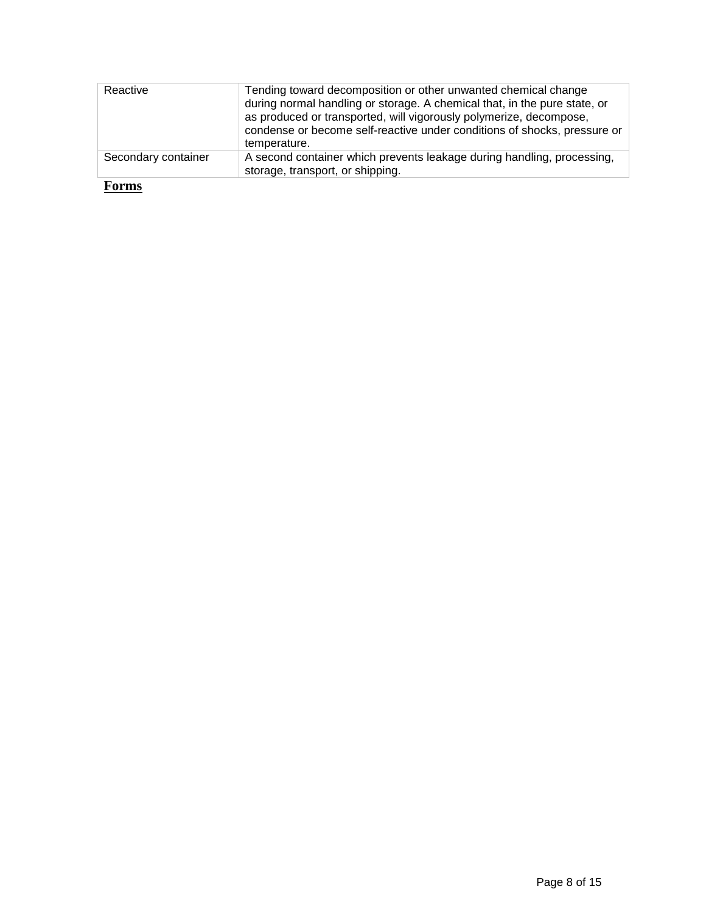| | |
|---|---|
| Reactive | Tending toward decomposition or other unwanted chemical change during normal handling or storage. A chemical that, in the pure state, or as produced or transported, will vigorously polymerize, decompose, condense or become self-reactive under conditions of shocks, pressure or temperature. |
| Secondary container | A second container which prevents leakage during handling, processing, storage, transport, or shipping. |

## Forms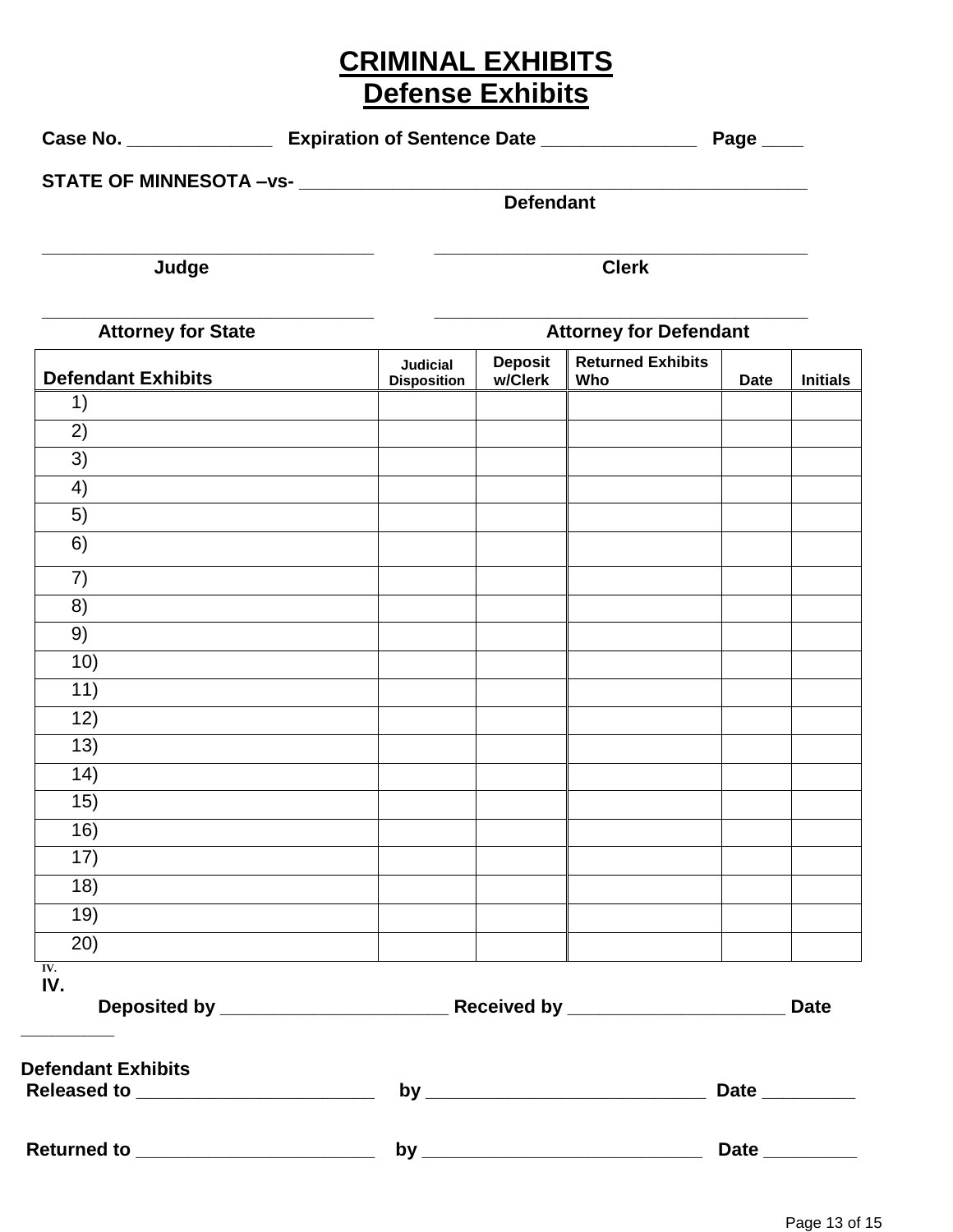# CRIMINAL EXHIBITS
## Defense Exhibits

**Case No. ______________ Expiration of Sentence Date _______________ Page ____**

**STATE OF MINNESOTA –vs- _____________________________________________________**
**Defendant**

**_________________________________ ________________________________________**
**Judge Clerk**

**_________________________________ ________________________________________**
**Attorney for State Attorney for Defendant**

| Defendant Exhibits | Judicial Disposition | Deposit w/Clerk | Returned Exhibits Who | Date | Initials |
|---|---|---|---|---|---|
| 1) | | | | | |
| 2) | | | | | |
| 3) | | | | | |
| 4) | | | | | |
| 5) | | | | | |
| 6) | | | | | |
| 7) | | | | | |
| 8) | | | | | |
| 9) | | | | | |
| 10) | | | | | |
| 11) | | | | | |
| 12) | | | | | |
| 13) | | | | | |
| 14) | | | | | |
| 15) | | | | | |
| 16) | | | | | |
| 17) | | | | | |
| 18) | | | | | |
| 19) | | | | | |
| 20) | | | | | |

IV.

**IV.**

**Deposited by ______________________ Received by _____________________ Date _________**

**Defendant Exhibits**
**Released to _______________________ by ___________________________ Date _________**

**Returned to _______________________ by ___________________________ Date _________**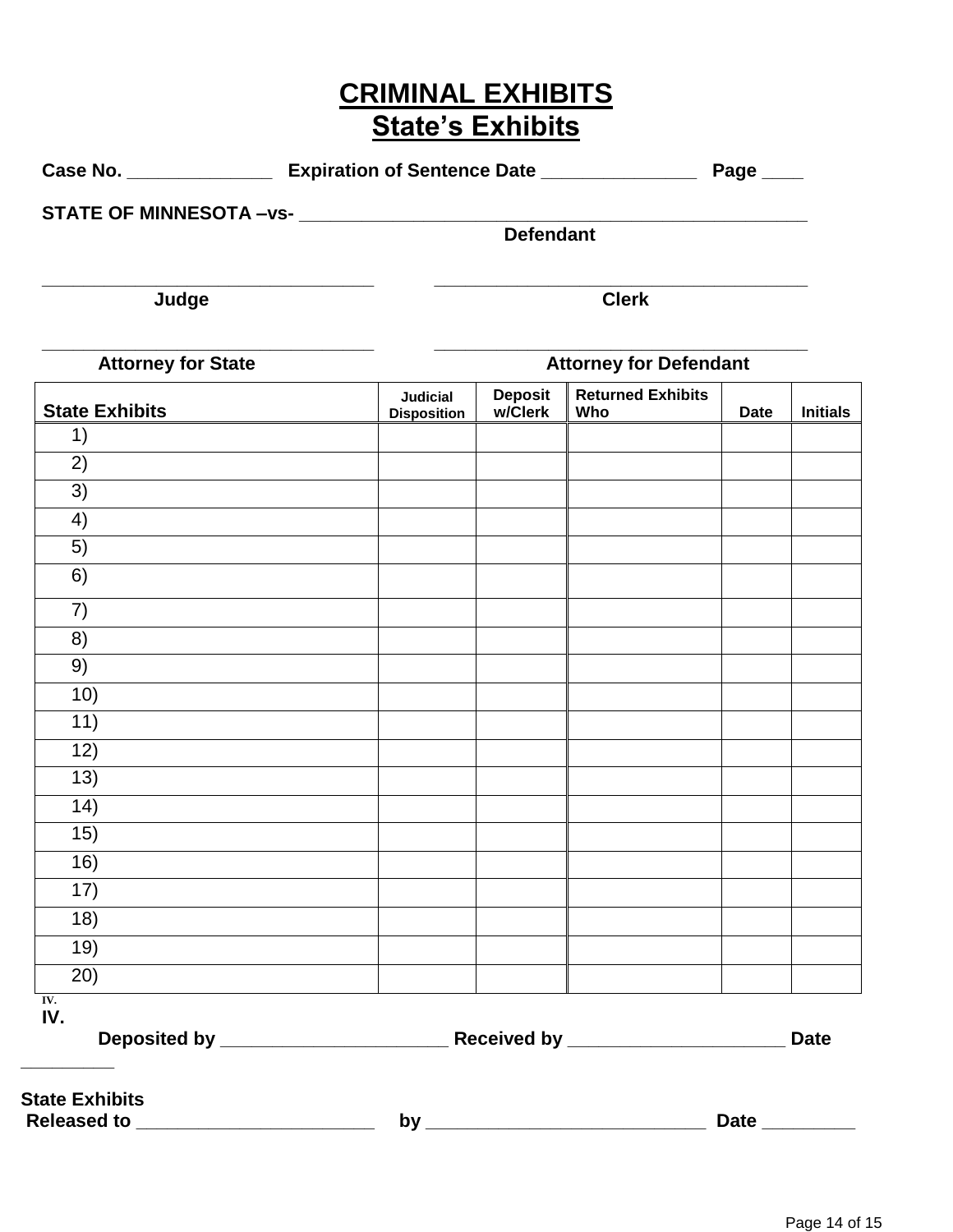# CRIMINAL EXHIBITS
## State's Exhibits

**Case No.** ______________ **Expiration of Sentence Date** _______________ **Page** ____

**STATE OF MINNESOTA –vs-** ____________________________________________________
**Defendant**

_________________________________ ______________________________________
**Judge** **Clerk**

_________________________________ ______________________________________
**Attorney for State** **Attorney for Defendant**

| State Exhibits | Judicial Disposition | Deposit w/Clerk | Returned Exhibits Who | Date | Initials |
|---|---|---|---|---|---|
| 1) | | | | | |
| 2) | | | | | |
| 3) | | | | | |
| 4) | | | | | |
| 5) | | | | | |
| 6) | | | | | |
| 7) | | | | | |
| 8) | | | | | |
| 9) | | | | | |
| 10) | | | | | |
| 11) | | | | | |
| 12) | | | | | |
| 13) | | | | | |
| 14) | | | | | |
| 15) | | | | | |
| 16) | | | | | |
| 17) | | | | | |
| 18) | | | | | |
| 19) | | | | | |
| 20) | | | | | |

IV.

**IV.**

**Deposited by** ______________________ **Received by** _____________________ **Date** _________

**State Exhibits**
**Released to** ________________________ **by** ____________________________ **Date** _________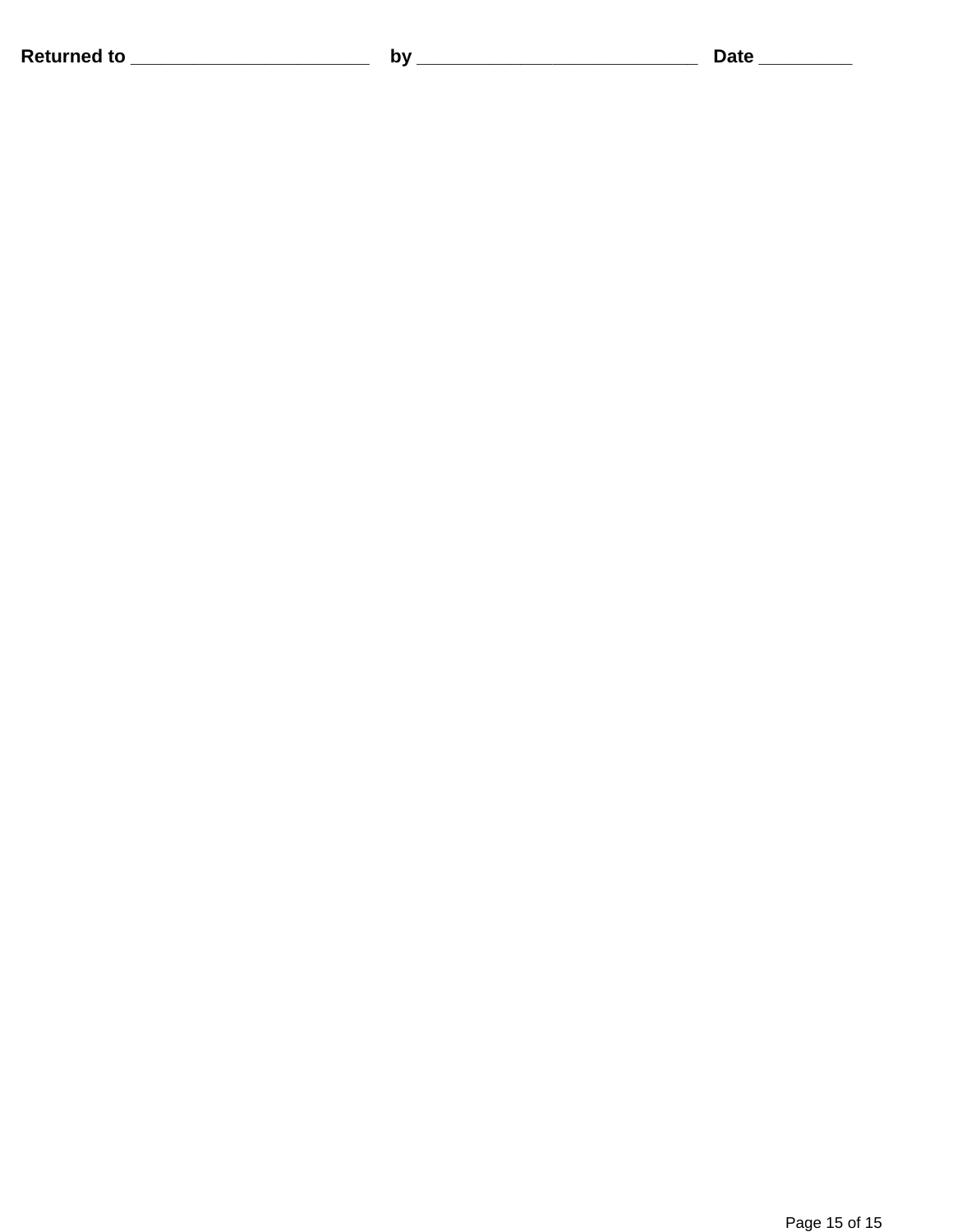**Returned to** ________________________ **by** ____________________________ **Date** _________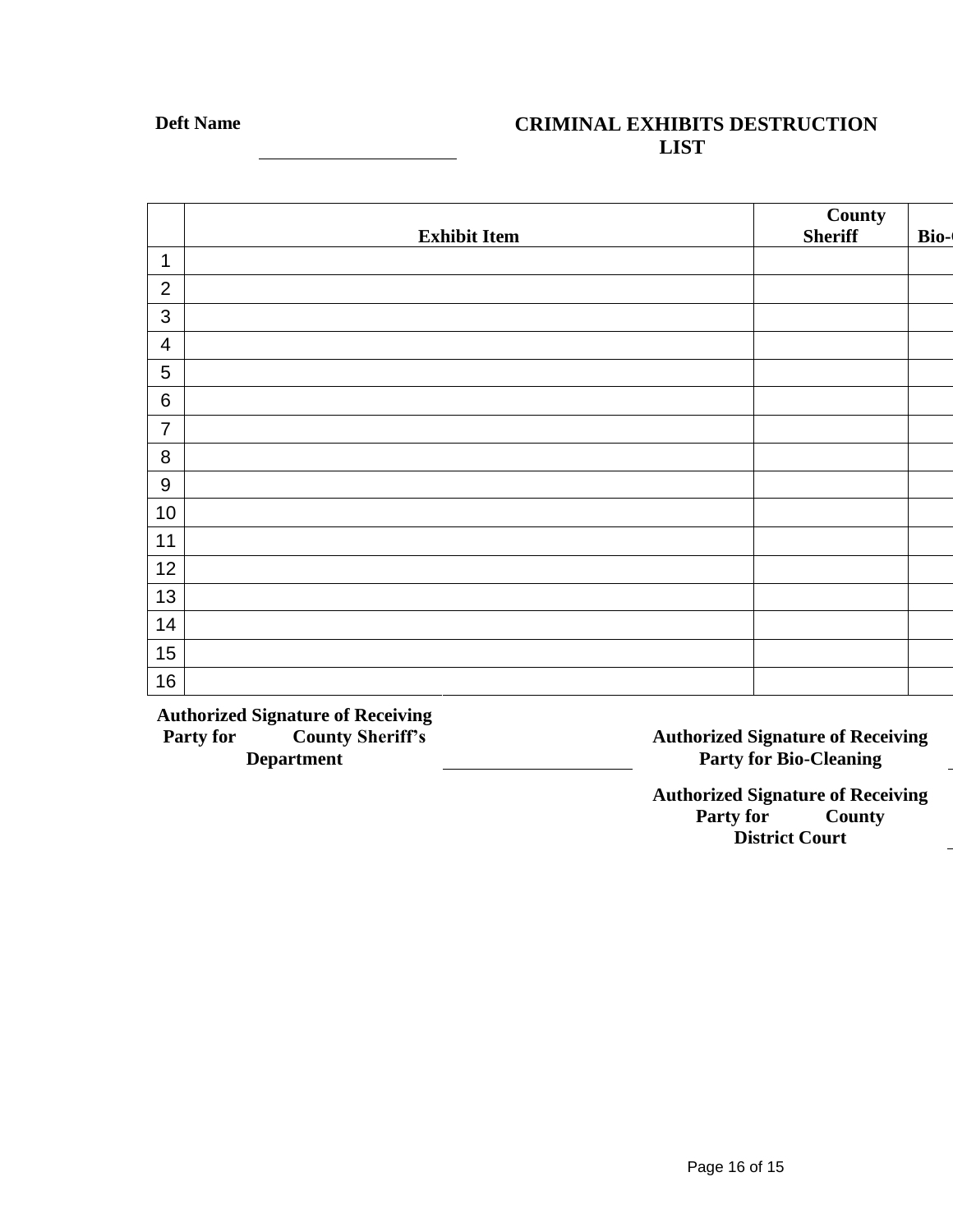**Deft Name** \_\_\_\_\_\_\_\_\_\_\_\_\_\_\_\_\_\_\_\_

# CRIMINAL EXHIBITS DESTRUCTION LIST

| | Exhibit Item | County Sheriff | Bio-( |
|---|---|---|---|
| 1 | | | |
| 2 | | | |
| 3 | | | |
| 4 | | | |
| 5 | | | |
| 6 | | | |
| 7 | | | |
| 8 | | | |
| 9 | | | |
| 10 | | | |
| 11 | | | |
| 12 | | | |
| 13 | | | |
| 14 | | | |
| 15 | | | |
| 16 | | | |

**Authorized Signature of Receiving Party for County Sheriff's Department** \_\_\_\_\_\_\_\_\_\_\_\_\_\_\_\_\_\_\_\_

**Authorized Signature of Receiving Party for Bio-Cleaning** \_\_\_\_\_\_\_\_\_\_\_\_\_\_\_\_\_\_\_\_

**Authorized Signature of Receiving Party for County District Court** \_\_\_\_\_\_\_\_\_\_\_\_\_\_\_\_\_\_\_\_